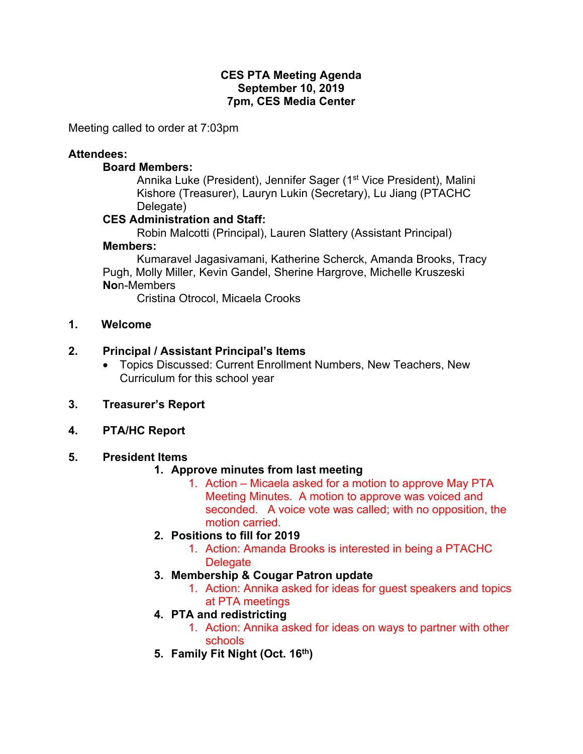**CES PTA Meeting Agenda**
**September 10, 2019**
**7pm, CES Media Center**

Meeting called to order at 7:03pm

**Attendees:**

**Board Members:**

Annika Luke (President), Jennifer Sager (1st Vice President), Malini Kishore (Treasurer), Lauryn Lukin (Secretary), Lu Jiang (PTACHC Delegate)

**CES Administration and Staff:**

Robin Malcotti (Principal), Lauren Slattery (Assistant Principal)

**Members:**

Kumaravel Jagasivamani, Katherine Scherck, Amanda Brooks, Tracy Pugh, Molly Miller, Kevin Gandel, Sherine Hargrove, Michelle Kruszeski

**No**n-Members

Cristina Otrocol, Micaela Crooks

1. **Welcome**

2. **Principal / Assistant Principal's Items**
   - Topics Discussed: Current Enrollment Numbers, New Teachers, New Curriculum for this school year

3. **Treasurer's Report**

4. **PTA/HC Report**

5. **President Items**
   1. **Approve minutes from last meeting**
      1. Action – Micaela asked for a motion to approve May PTA Meeting Minutes. A motion to approve was voiced and seconded. A voice vote was called; with no opposition, the motion carried.
   2. **Positions to fill for 2019**
      1. Action: Amanda Brooks is interested in being a PTACHC Delegate
   3. **Membership & Cougar Patron update**
      1. Action: Annika asked for ideas for guest speakers and topics at PTA meetings
   4. **PTA and redistricting**
      1. Action: Annika asked for ideas on ways to partner with other schools
   5. **Family Fit Night (Oct. 16th)**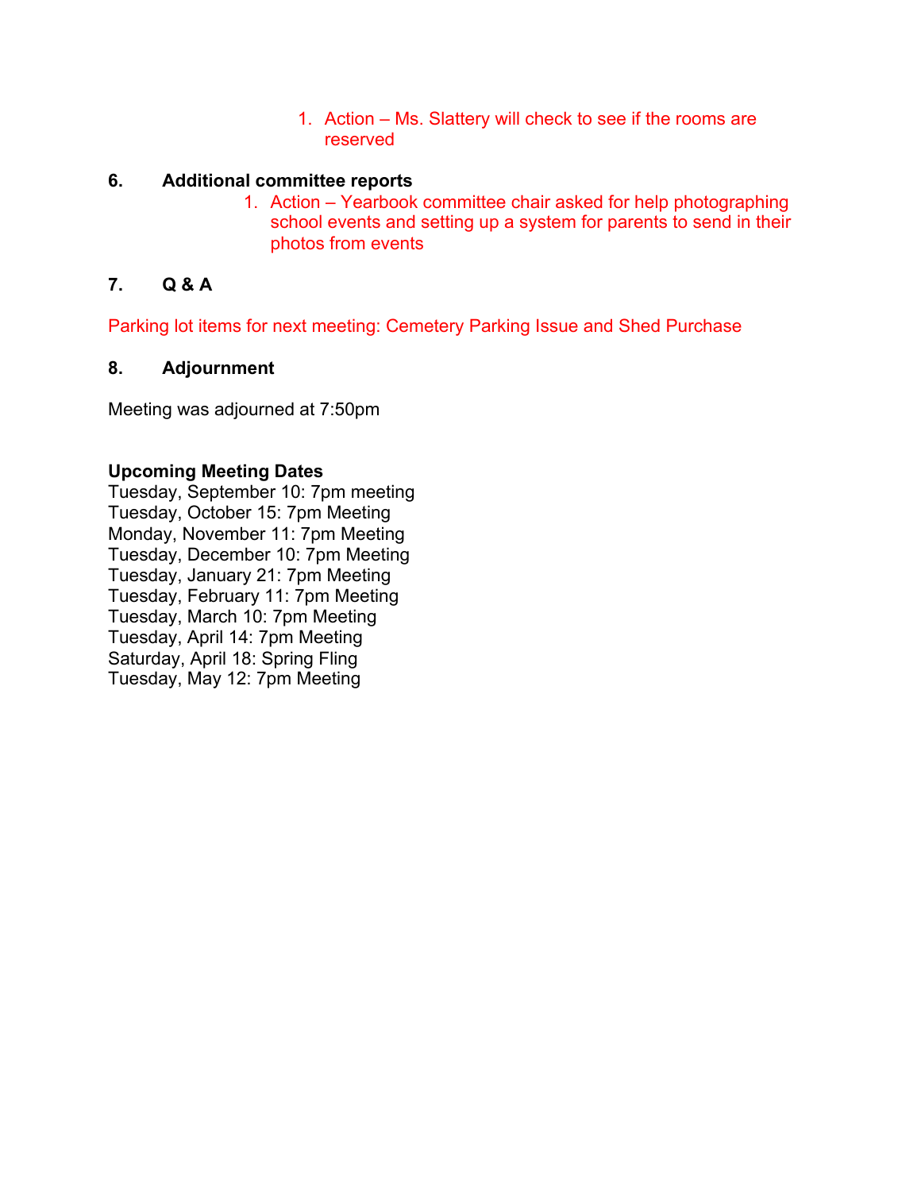1. Action – Ms. Slattery will check to see if the rooms are reserved

**6. Additional committee reports**

1. Action – Yearbook committee chair asked for help photographing school events and setting up a system for parents to send in their photos from events

**7. Q & A**

Parking lot items for next meeting: Cemetery Parking Issue and Shed Purchase

**8. Adjournment**

Meeting was adjourned at 7:50pm

**Upcoming Meeting Dates**
Tuesday, September 10: 7pm meeting
Tuesday, October 15: 7pm Meeting
Monday, November 11: 7pm Meeting
Tuesday, December 10: 7pm Meeting
Tuesday, January 21: 7pm Meeting
Tuesday, February 11: 7pm Meeting
Tuesday, March 10: 7pm Meeting
Tuesday, April 14: 7pm Meeting
Saturday, April 18: Spring Fling
Tuesday, May 12: 7pm Meeting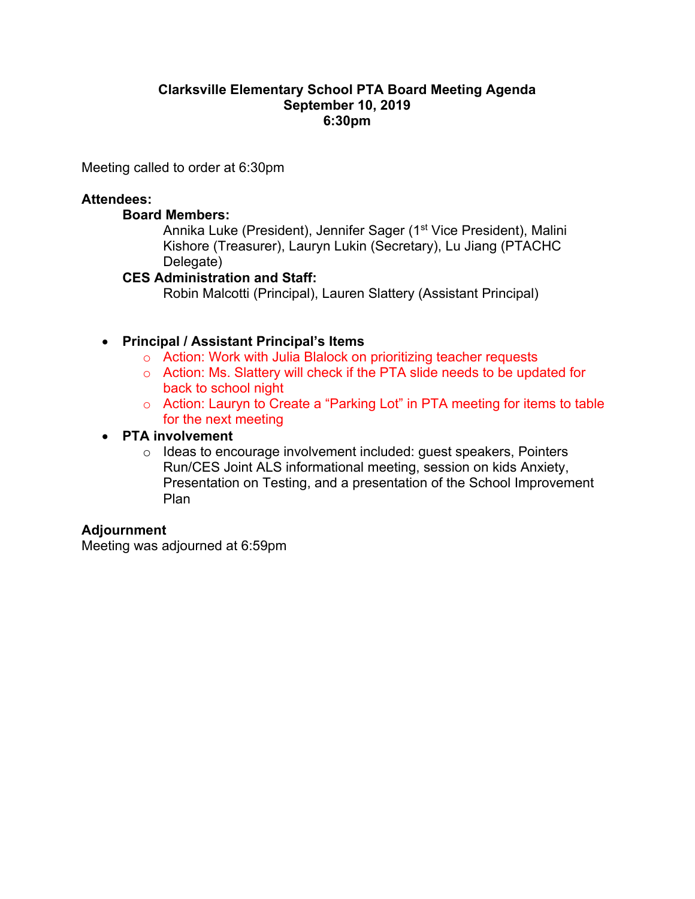**Clarksville Elementary School PTA Board Meeting Agenda**
**September 10, 2019**
**6:30pm**

Meeting called to order at 6:30pm

**Attendees:**

**Board Members:**

Annika Luke (President), Jennifer Sager (1st Vice President), Malini Kishore (Treasurer), Lauryn Lukin (Secretary), Lu Jiang (PTACHC Delegate)

**CES Administration and Staff:**

Robin Malcotti (Principal), Lauren Slattery (Assistant Principal)

- **Principal / Assistant Principal's Items**
  - Action: Work with Julia Blalock on prioritizing teacher requests
  - Action: Ms. Slattery will check if the PTA slide needs to be updated for back to school night
  - Action: Lauryn to Create a "Parking Lot" in PTA meeting for items to table for the next meeting
- **PTA involvement**
  - Ideas to encourage involvement included: guest speakers, Pointers Run/CES Joint ALS informational meeting, session on kids Anxiety, Presentation on Testing, and a presentation of the School Improvement Plan

**Adjournment**

Meeting was adjourned at 6:59pm